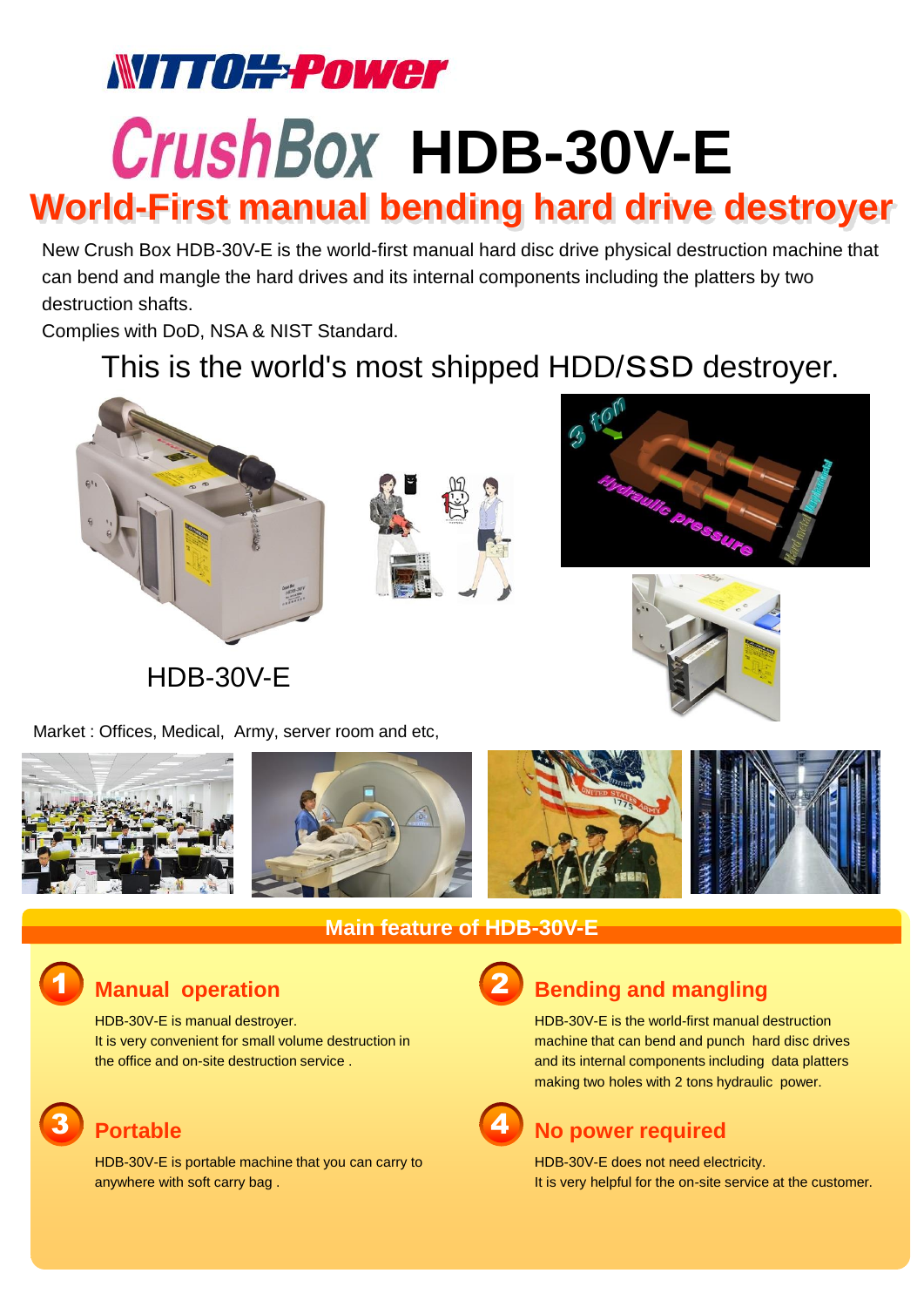# NITTOH Power

# CrushBox HDB-30V-E

## World-First manual bending hard drive destroyer

New Crush Box HDB-30V-E is the world-first manual hard disc drive physical destruction machine that can bend and mangle the hard drives and its internal components including the platters by two destruction shafts.

Complies with DoD, NSA & NIST Standard.

This is the world's most shipped HDD/SSD destroyer.

HDB-30V-E

Market : Offices, Medical, Army, server room and etc,

## Main feature of HDB-30V-E

### 1 Manual operation

HDB-30V-E is manual destroyer.
It is very convenient for small volume destruction in the office and on-site destruction service .

### 2 Bending and mangling

HDB-30V-E is the world-first manual destruction machine that can bend and punch hard disc drives and its internal components including data platters making two holes with 2 tons hydraulic power.

### 3 Portable

HDB-30V-E is portable machine that you can carry to anywhere with soft carry bag .

### 4 No power required

HDB-30V-E does not need electricity.
It is very helpful for the on-site service at the customer.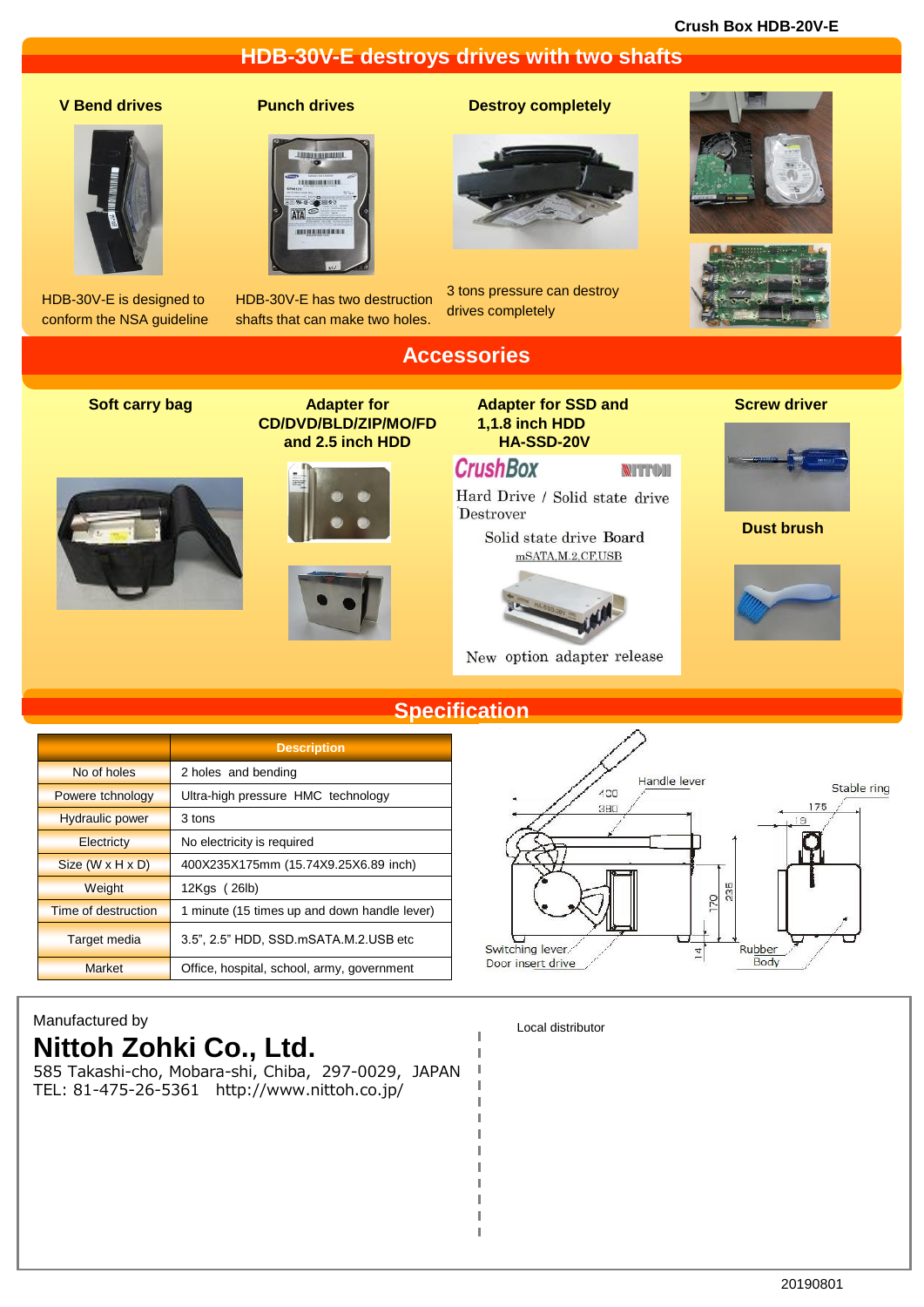Crush Box HDB-20V-E

## HDB-30V-E destroys drives with two shafts

**V Bend drives**

HDB-30V-E is designed to conform the NSA guideline

**Punch drives**

HDB-30V-E has two destruction shafts that can make two holes.

**Destroy completely**

3 tons pressure can destroy drives completely

## Accessories

**Soft carry bag**

**Adapter for CD/DVD/BLD/ZIP/MO/FD and 2.5 inch HDD**

**Adapter for SSD and 1,1.8 inch HDD HA-SSD-20V**

CrushBox NITTOH

Hard Drive / Solid state drive Destrover

Solid state drive Board mSATA,M.2,CF,USB

New option adapter release

**Screw driver**

**Dust brush**

## Specification

| | Description |
|---|---|
| No of holes | 2 holes and bending |
| Powere tchnology | Ultra-high pressure HMC technology |
| Hydraulic power | 3 tons |
| Electricty | No electricity is required |
| Size (W x H x D) | 400X235X175mm (15.74X9.25X6.89 inch) |
| Weight | 12Kgs ( 26lb) |
| Time of destruction | 1 minute (15 times up and down handle lever) |
| Target media | 3.5", 2.5" HDD, SSD.mSATA.M.2.USB etc |
| Market | Office, hospital, school, army, government |

Handle lever
400
380
Stable ring
175
19
170
235
14
Switching lever
Door insert drive
Rubber
Body

Manufactured by

**Nittoh Zohki Co., Ltd.**

585 Takashi-cho, Mobara-shi, Chiba, 297-0029, JAPAN
TEL: 81-475-26-5361 http://www.nittoh.co.jp/

Local distributor

20190801